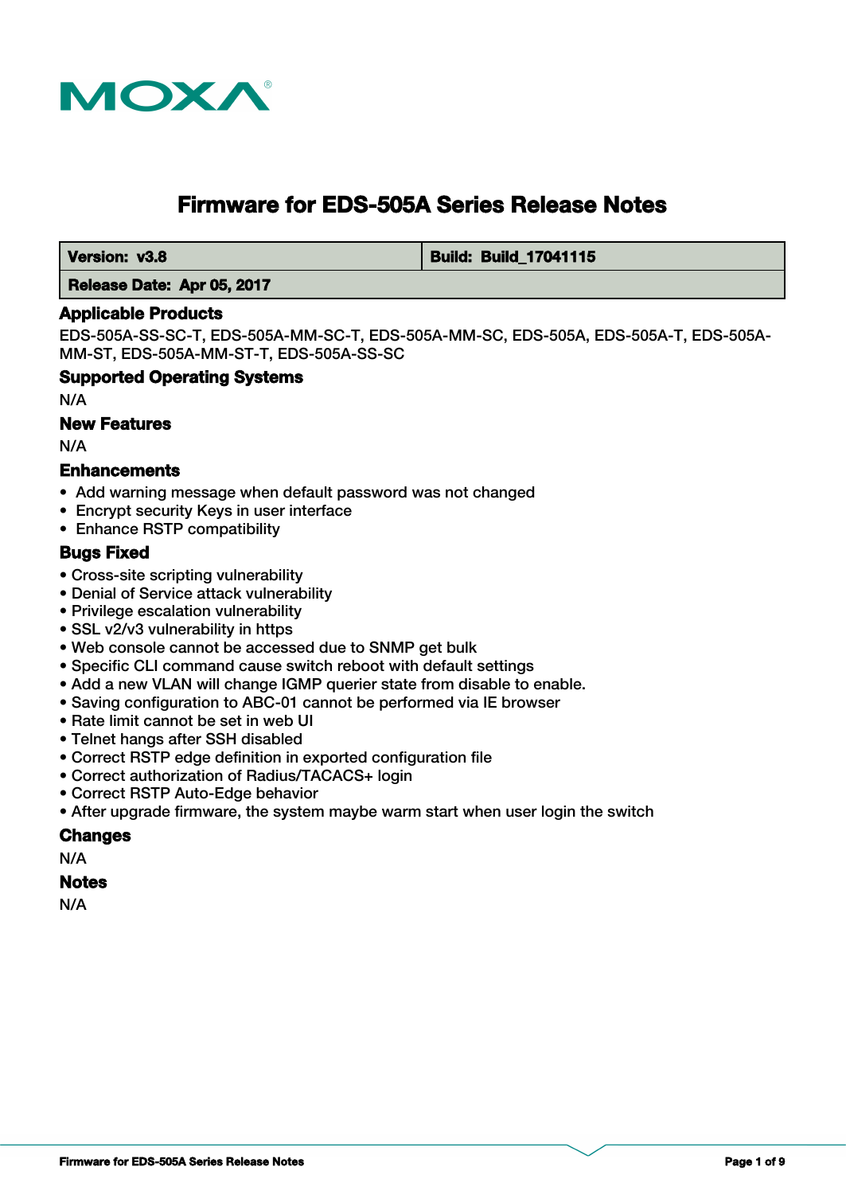# Firmware for EDS-505A Series Release Notes

| Version: v3.8 | Build: Build_17041115 |
| --- | --- |
| Release Date: Apr 05, 2017 | |

### Applicable Products

EDS-505A-SS-SC-T, EDS-505A-MM-SC-T, EDS-505A-MM-SC, EDS-505A, EDS-505A-T, EDS-505A-MM-ST, EDS-505A-MM-ST-T, EDS-505A-SS-SC

### Supported Operating Systems

N/A

### New Features

N/A

### Enhancements

- Add warning message when default password was not changed
- Encrypt security Keys in user interface
- Enhance RSTP compatibility

### Bugs Fixed

- Cross-site scripting vulnerability
- Denial of Service attack vulnerability
- Privilege escalation vulnerability
- SSL v2/v3 vulnerability in https
- Web console cannot be accessed due to SNMP get bulk
- Specific CLI command cause switch reboot with default settings
- Add a new VLAN will change IGMP querier state from disable to enable.
- Saving configuration to ABC-01 cannot be performed via IE browser
- Rate limit cannot be set in web UI
- Telnet hangs after SSH disabled
- Correct RSTP edge definition in exported configuration file
- Correct authorization of Radius/TACACS+ login
- Correct RSTP Auto-Edge behavior
- After upgrade firmware, the system maybe warm start when user login the switch

### Changes

N/A

### Notes

N/A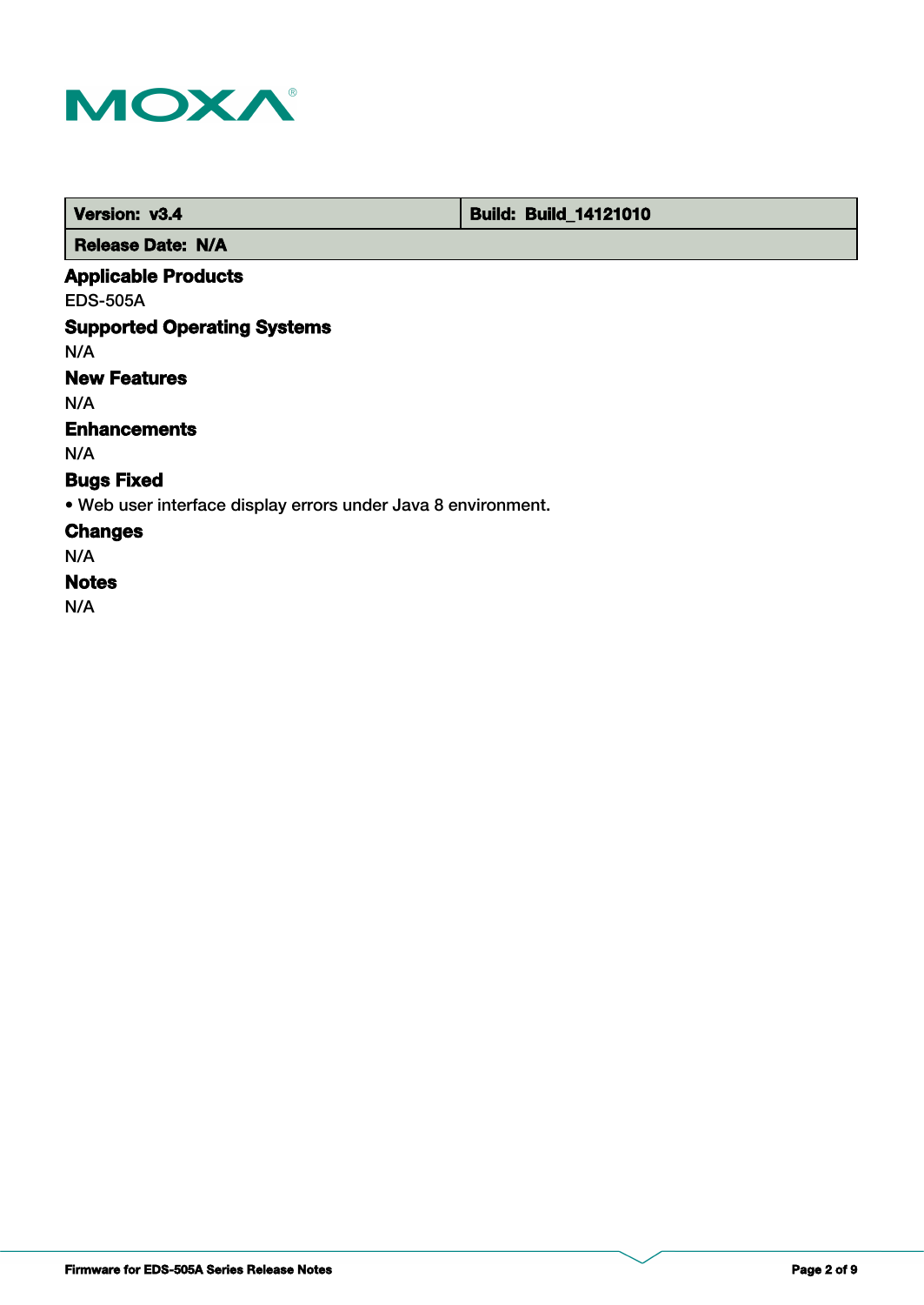| Version: v3.4 | Build: Build_14121010 |
| --- | --- |
| Release Date: N/A | |

### Applicable Products

EDS-505A

### Supported Operating Systems

N/A

### New Features

N/A

### Enhancements

N/A

### Bugs Fixed

- Web user interface display errors under Java 8 environment.

### Changes

N/A

### Notes

N/A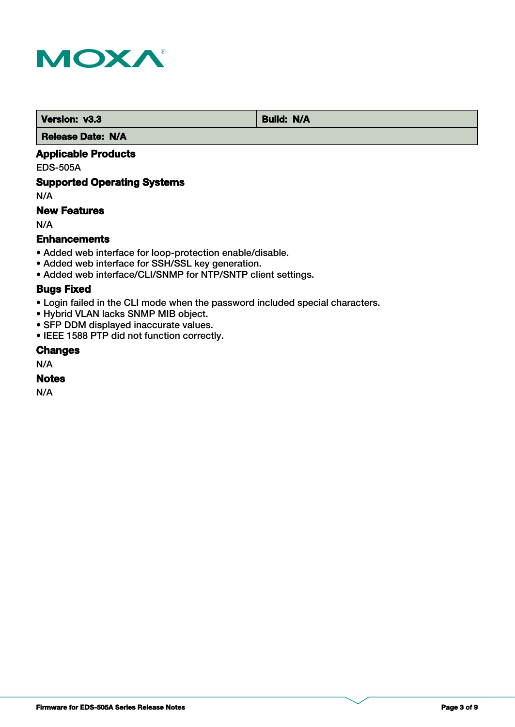| Version: v3.3 | Build: N/A |
| --- | --- |
| Release Date: N/A | |

### Applicable Products

EDS-505A

### Supported Operating Systems

N/A

### New Features

N/A

### Enhancements

- Added web interface for loop-protection enable/disable.
- Added web interface for SSH/SSL key generation.
- Added web interface/CLI/SNMP for NTP/SNTP client settings.

### Bugs Fixed

- Login failed in the CLI mode when the password included special characters.
- Hybrid VLAN lacks SNMP MIB object.
- SFP DDM displayed inaccurate values.
- IEEE 1588 PTP did not function correctly.

### Changes

N/A

### Notes

N/A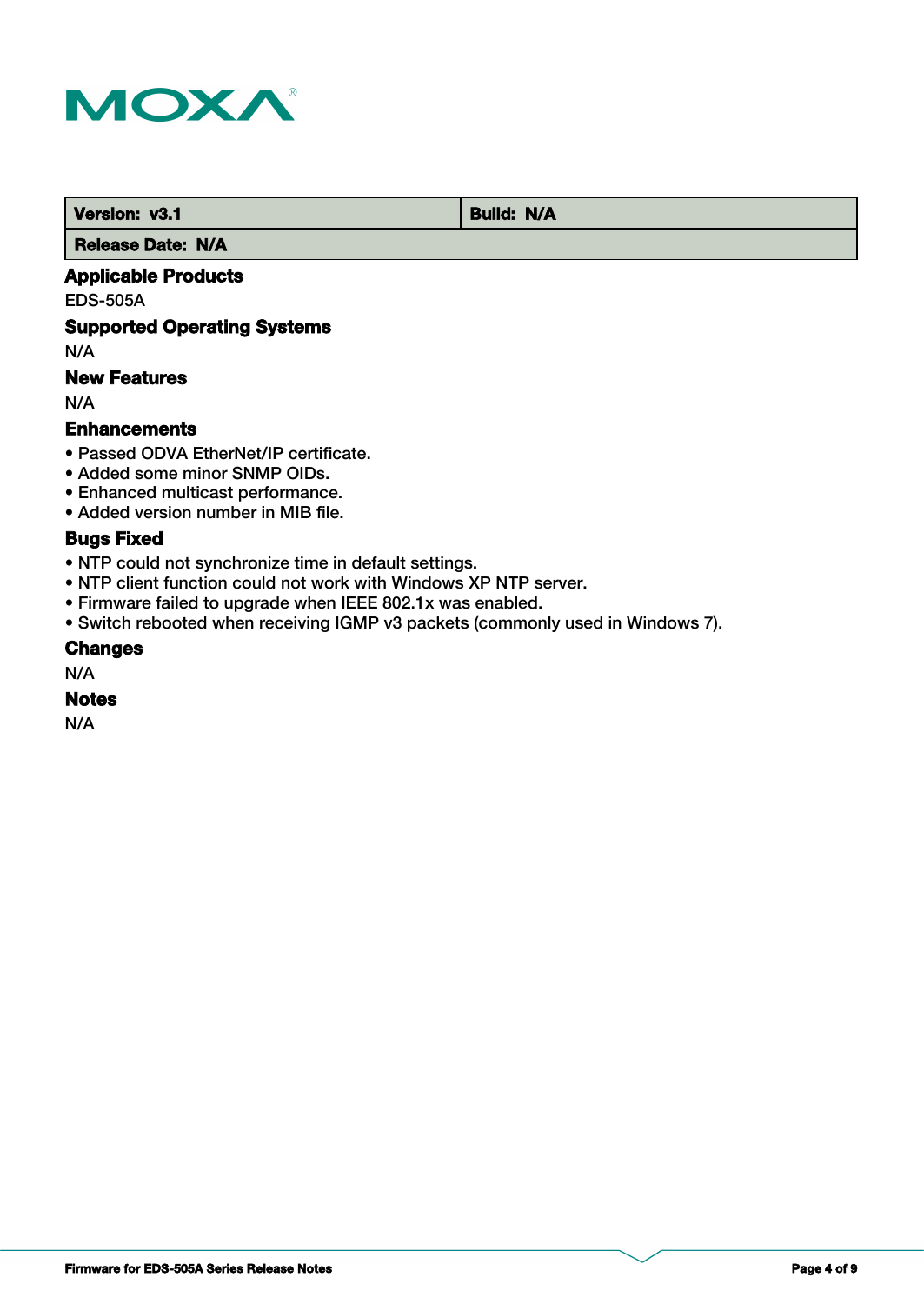| Version: v3.1 | Build: N/A |
| --- | --- |
| Release Date: N/A | |

### Applicable Products

EDS-505A

### Supported Operating Systems

N/A

### New Features

N/A

### Enhancements

- Passed ODVA EtherNet/IP certificate.
- Added some minor SNMP OIDs.
- Enhanced multicast performance.
- Added version number in MIB file.

### Bugs Fixed

- NTP could not synchronize time in default settings.
- NTP client function could not work with Windows XP NTP server.
- Firmware failed to upgrade when IEEE 802.1x was enabled.
- Switch rebooted when receiving IGMP v3 packets (commonly used in Windows 7).

### Changes

N/A

### Notes

N/A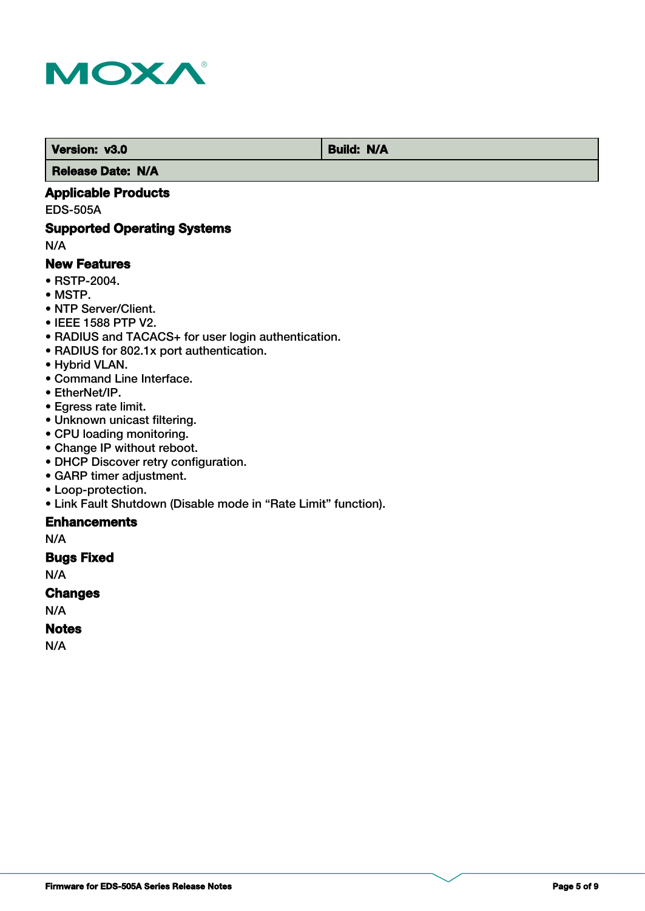| Version: v3.0 | Build: N/A |
| --- | --- |
| Release Date: N/A | |

### Applicable Products

EDS-505A

### Supported Operating Systems

N/A

### New Features

- RSTP-2004.
- MSTP.
- NTP Server/Client.
- IEEE 1588 PTP V2.
- RADIUS and TACACS+ for user login authentication.
- RADIUS for 802.1x port authentication.
- Hybrid VLAN.
- Command Line Interface.
- EtherNet/IP.
- Egress rate limit.
- Unknown unicast filtering.
- CPU loading monitoring.
- Change IP without reboot.
- DHCP Discover retry configuration.
- GARP timer adjustment.
- Loop-protection.
- Link Fault Shutdown (Disable mode in “Rate Limit” function).

### Enhancements

N/A

### Bugs Fixed

N/A

### Changes

N/A

### Notes

N/A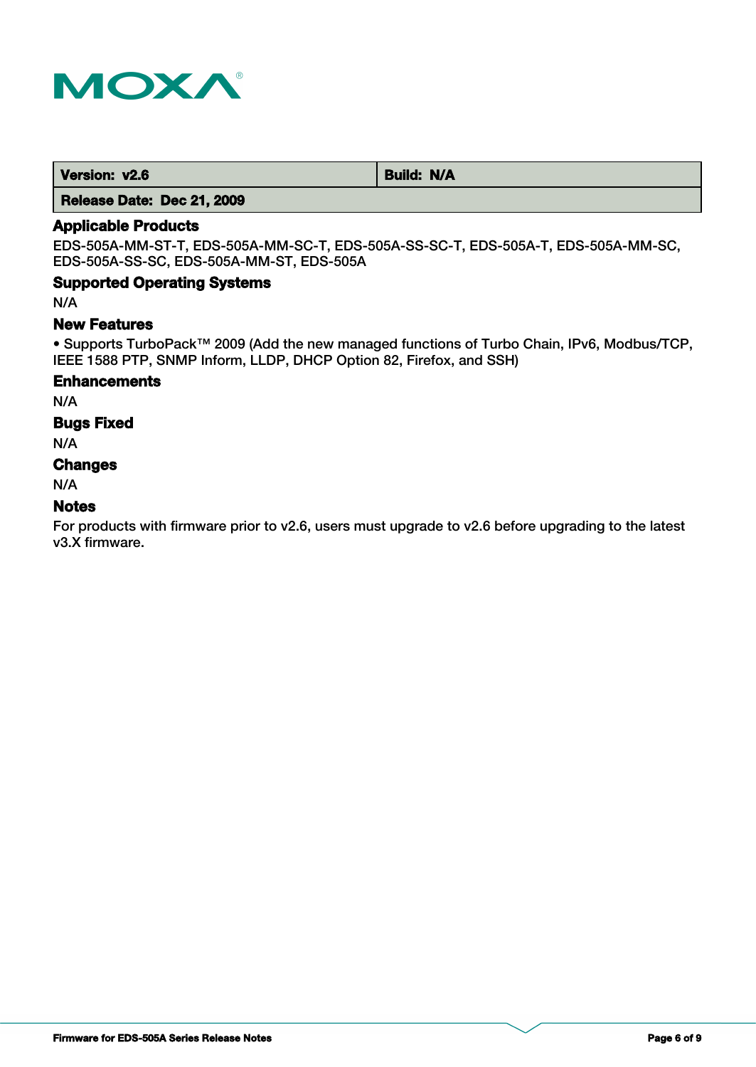| Version: v2.6 | Build: N/A |
| --- | --- |
| Release Date: Dec 21, 2009 | |

## Applicable Products

EDS-505A-MM-ST-T, EDS-505A-MM-SC-T, EDS-505A-SS-SC-T, EDS-505A-T, EDS-505A-MM-SC, EDS-505A-SS-SC, EDS-505A-MM-ST, EDS-505A

## Supported Operating Systems

N/A

## New Features

• Supports TurboPack™ 2009 (Add the new managed functions of Turbo Chain, IPv6, Modbus/TCP, IEEE 1588 PTP, SNMP Inform, LLDP, DHCP Option 82, Firefox, and SSH)

## Enhancements

N/A

## Bugs Fixed

N/A

## Changes

N/A

## Notes

For products with firmware prior to v2.6, users must upgrade to v2.6 before upgrading to the latest v3.X firmware.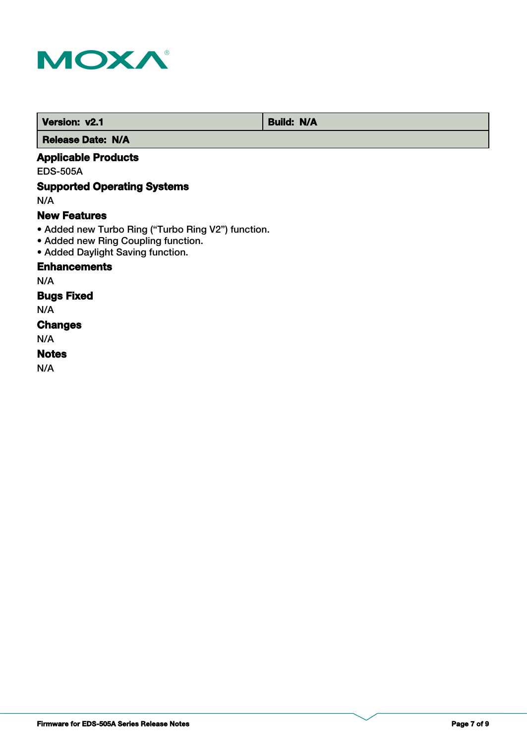| Version: v2.1 | Build: N/A |
| --- | --- |
| Release Date: N/A | |

### Applicable Products

EDS-505A

### Supported Operating Systems

N/A

### New Features

- Added new Turbo Ring (“Turbo Ring V2”) function.
- Added new Ring Coupling function.
- Added Daylight Saving function.

### Enhancements

N/A

### Bugs Fixed

N/A

### Changes

N/A

### Notes

N/A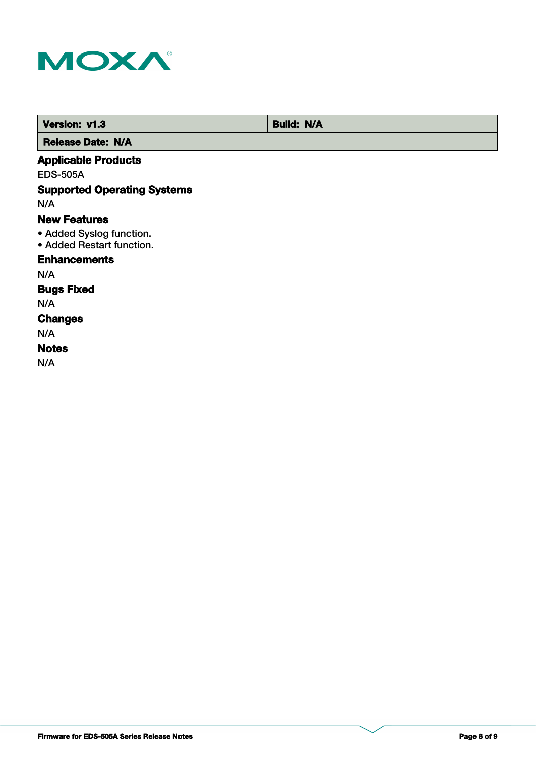| Version: v1.3 | Build: N/A |
| --- | --- |
| Release Date: N/A | |

## Applicable Products

EDS-505A

## Supported Operating Systems

N/A

## New Features

- Added Syslog function.
- Added Restart function.

## Enhancements

N/A

## Bugs Fixed

N/A

## Changes

N/A

## Notes

N/A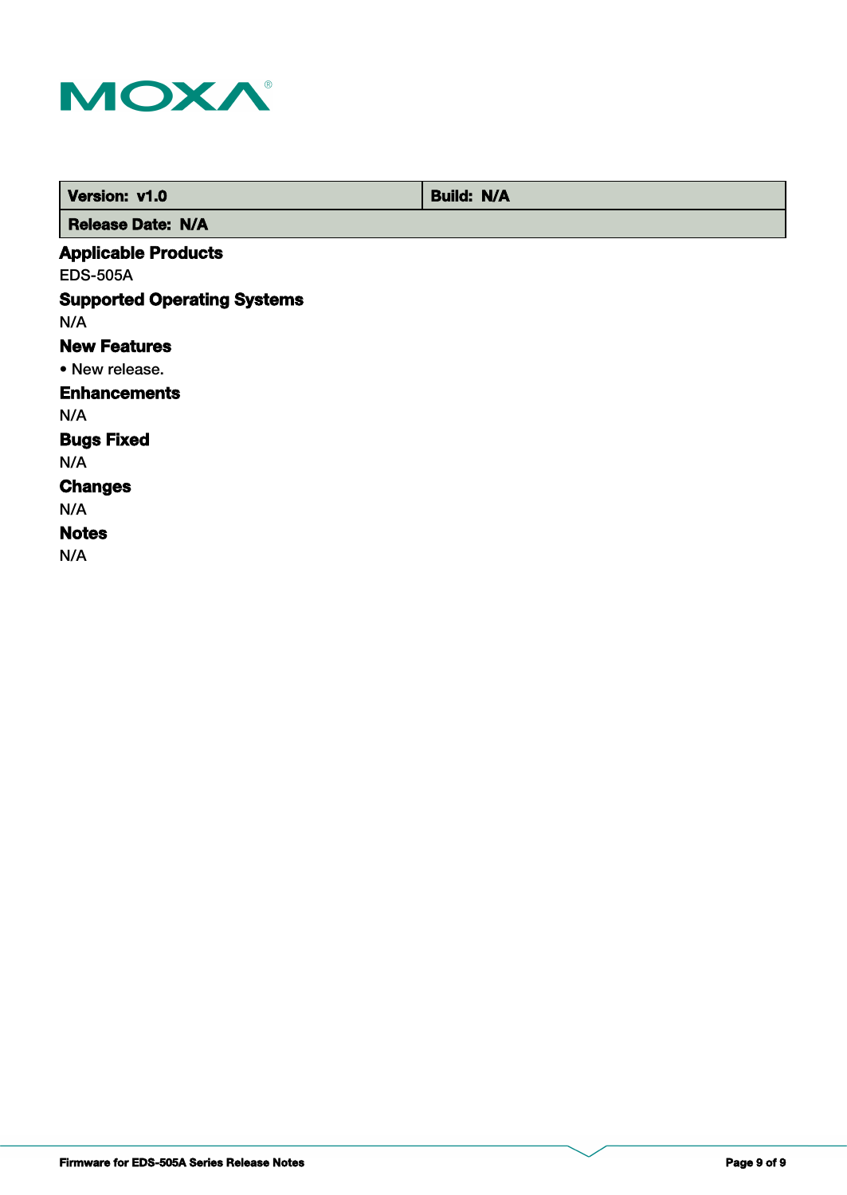| Version: v1.0 | Build: N/A |
| --- | --- |
| Release Date: N/A | |

### Applicable Products

EDS-505A

### Supported Operating Systems

N/A

### New Features

- New release.

### Enhancements

N/A

### Bugs Fixed

N/A

### Changes

N/A

### Notes

N/A